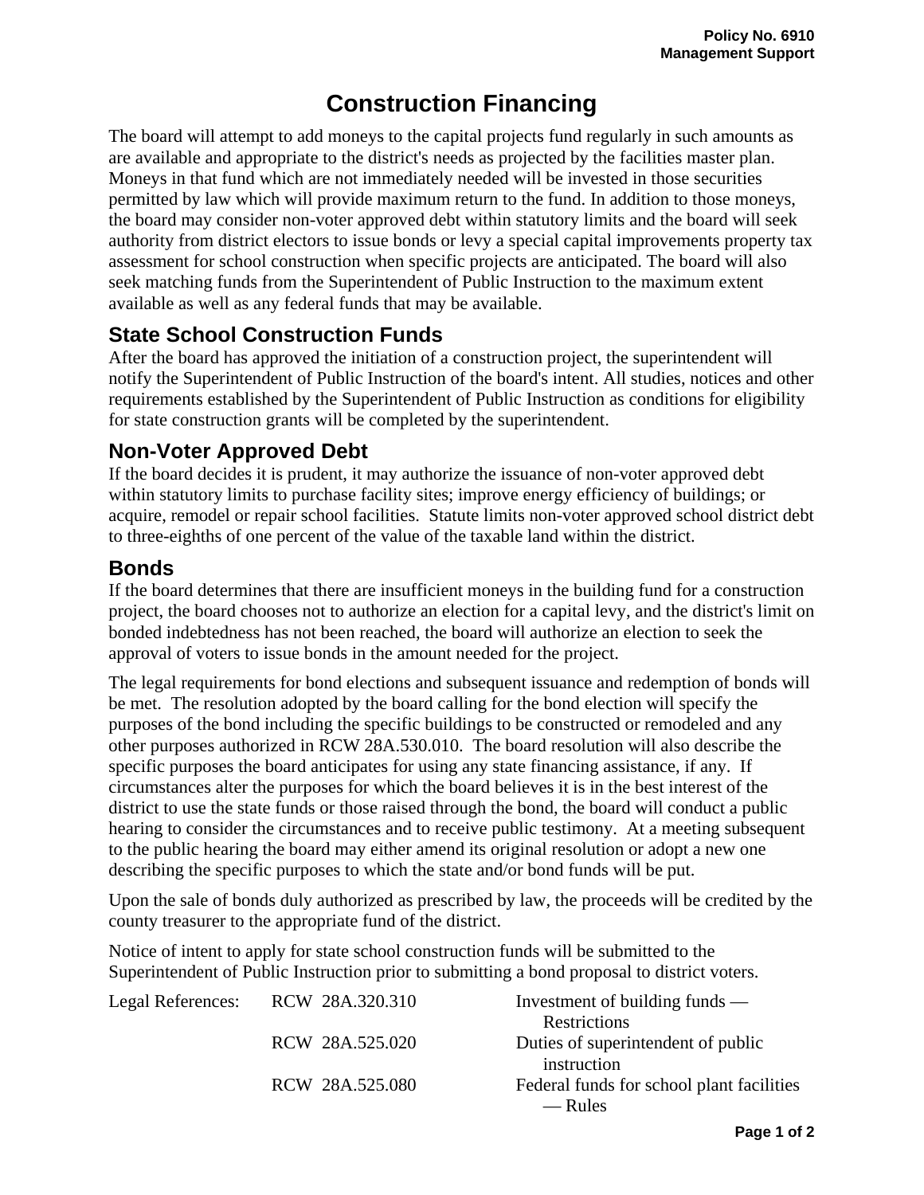# Construction Financing

The board will attempt to add moneys to the capital projects fund regularly in such amounts as are available and appropriate to the district's needs as projected by the facilities master plan. Moneys in that fund which are not immediately needed will be invested in those securities permitted by law which will provide maximum return to the fund. In addition to those moneys, the board may consider non-voter approved debt within statutory limits and the board will seek authority from district electors to issue bonds or levy a special capital improvements property tax assessment for school construction when specific projects are anticipated. The board will also seek matching funds from the Superintendent of Public Instruction to the maximum extent available as well as any federal funds that may be available.

## State School Construction Funds

After the board has approved the initiation of a construction project, the superintendent will notify the Superintendent of Public Instruction of the board's intent. All studies, notices and other requirements established by the Superintendent of Public Instruction as conditions for eligibility for state construction grants will be completed by the superintendent.

## Non-Voter Approved Debt

If the board decides it is prudent, it may authorize the issuance of non-voter approved debt within statutory limits to purchase facility sites; improve energy efficiency of buildings; or acquire, remodel or repair school facilities. Statute limits non-voter approved school district debt to three-eighths of one percent of the value of the taxable land within the district.

## Bonds

If the board determines that there are insufficient moneys in the building fund for a construction project, the board chooses not to authorize an election for a capital levy, and the district's limit on bonded indebtedness has not been reached, the board will authorize an election to seek the approval of voters to issue bonds in the amount needed for the project.

The legal requirements for bond elections and subsequent issuance and redemption of bonds will be met. The resolution adopted by the board calling for the bond election will specify the purposes of the bond including the specific buildings to be constructed or remodeled and any other purposes authorized in RCW 28A.530.010. The board resolution will also describe the specific purposes the board anticipates for using any state financing assistance, if any. If circumstances alter the purposes for which the board believes it is in the best interest of the district to use the state funds or those raised through the bond, the board will conduct a public hearing to consider the circumstances and to receive public testimony. At a meeting subsequent to the public hearing the board may either amend its original resolution or adopt a new one describing the specific purposes to which the state and/or bond funds will be put.

Upon the sale of bonds duly authorized as prescribed by law, the proceeds will be credited by the county treasurer to the appropriate fund of the district.

Notice of intent to apply for state school construction funds will be submitted to the Superintendent of Public Instruction prior to submitting a bond proposal to district voters.

| Legal References: | | |
|---|---|---|
| | RCW 28A.320.310 | Investment of building funds — Restrictions |
| | RCW 28A.525.020 | Duties of superintendent of public instruction |
| | RCW 28A.525.080 | Federal funds for school plant facilities — Rules |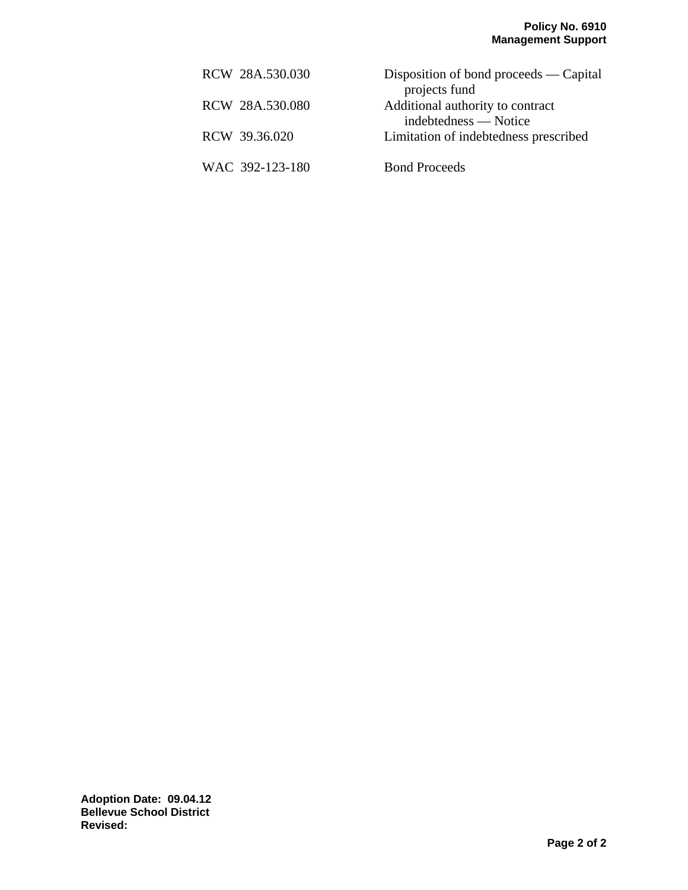| | |
|---|---|
| RCW 28A.530.030 | Disposition of bond proceeds — Capital projects fund |
| RCW 28A.530.080 | Additional authority to contract indebtedness — Notice |
| RCW 39.36.020 | Limitation of indebtedness prescribed |
| WAC 392-123-180 | Bond Proceeds |

**Adoption Date: 09.04.12**
**Bellevue School District**
**Revised:**